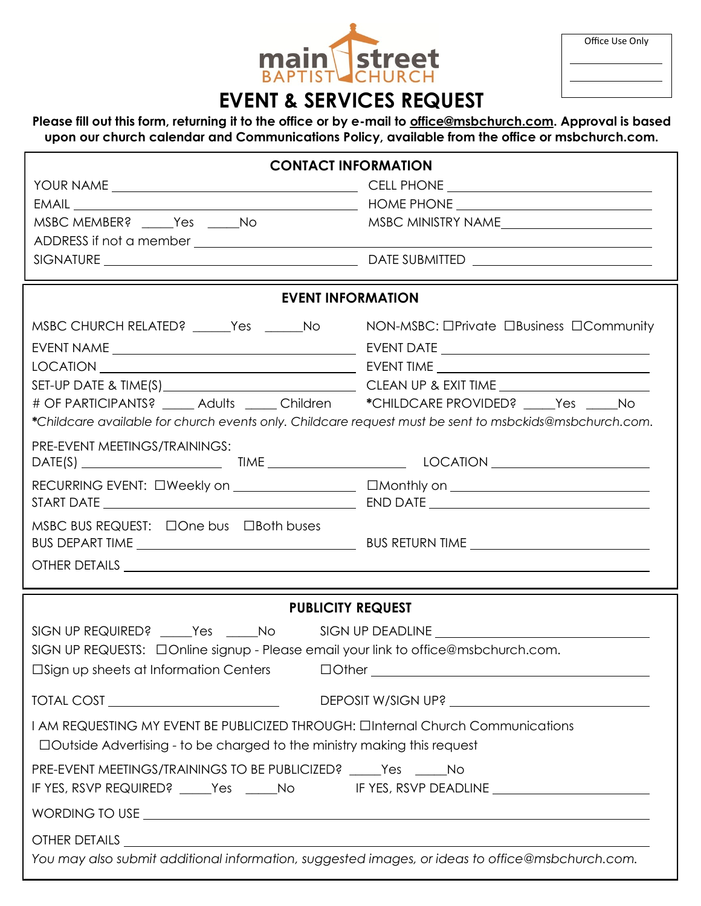Office Use Only

\_\_\_\_\_\_\_\_\_\_\_\_\_\_\_\_

\_\_\_\_\_\_\_\_\_\_\_\_\_\_\_\_

main street BAPTIST CHURCH

# EVENT & SERVICES REQUEST

**Please fill out this form, returning it to the office or by e-mail to office@msbchurch.com. Approval is based upon our church calendar and Communications Policy, available from the office or msbchurch.com.**

## CONTACT INFORMATION

YOUR NAME \_\_\_\_\_\_\_\_\_\_\_\_\_\_\_\_\_\_\_\_\_\_\_\_\_\_\_\_

CELL PHONE \_\_\_\_\_\_\_\_\_\_\_\_\_\_\_\_\_\_\_\_\_\_\_\_\_\_\_\_

EMAIL \_\_\_\_\_\_\_\_\_\_\_\_\_\_\_\_\_\_\_\_\_\_\_\_\_\_\_\_

HOME PHONE \_\_\_\_\_\_\_\_\_\_\_\_\_\_\_\_\_\_\_\_\_\_\_\_\_\_\_\_

MSBC MEMBER? \_\_\_\_\_Yes \_\_\_\_\_No

MSBC MINISTRY NAME\_\_\_\_\_\_\_\_\_\_\_\_\_\_\_\_\_\_\_\_\_\_\_\_\_\_\_\_

ADDRESS if not a member \_\_\_\_\_\_\_\_\_\_\_\_\_\_\_\_\_\_\_\_\_\_\_\_\_\_\_\_

SIGNATURE \_\_\_\_\_\_\_\_\_\_\_\_\_\_\_\_\_\_\_\_\_\_\_\_\_\_\_\_

DATE SUBMITTED \_\_\_\_\_\_\_\_\_\_\_\_\_\_\_\_\_\_\_\_\_\_\_\_\_\_\_\_

## EVENT INFORMATION

MSBC CHURCH RELATED? \_\_\_\_\_\_Yes \_\_\_\_\_\_No

NON-MSBC: ☐Private ☐Business ☐Community

EVENT NAME \_\_\_\_\_\_\_\_\_\_\_\_\_\_\_\_\_\_\_\_\_\_\_\_\_\_\_\_

EVENT DATE \_\_\_\_\_\_\_\_\_\_\_\_\_\_\_\_\_\_\_\_\_\_\_\_\_\_\_\_

LOCATION \_\_\_\_\_\_\_\_\_\_\_\_\_\_\_\_\_\_\_\_\_\_\_\_\_\_\_\_

EVENT TIME \_\_\_\_\_\_\_\_\_\_\_\_\_\_\_\_\_\_\_\_\_\_\_\_\_\_\_\_

SET-UP DATE & TIME(S)\_\_\_\_\_\_\_\_\_\_\_\_\_\_\_\_\_\_\_\_\_\_\_\_\_\_\_\_

CLEAN UP & EXIT TIME \_\_\_\_\_\_\_\_\_\_\_\_\_\_\_\_\_\_\_\_\_\_\_\_\_\_\_\_

# OF PARTICIPANTS? \_\_\_\_\_ Adults \_\_\_\_\_ Children

\*CHILDCARE PROVIDED? \_\_\_\_\_Yes \_\_\_\_\_No

*\*Childcare available for church events only. Childcare request must be sent to msbckids@msbchurch.com.*

PRE-EVENT MEETINGS/TRAININGS:
DATE(S) \_\_\_\_\_\_\_\_\_\_\_\_\_\_\_\_\_\_\_\_ TIME \_\_\_\_\_\_\_\_\_\_\_\_\_\_\_\_\_\_\_\_ LOCATION \_\_\_\_\_\_\_\_\_\_\_\_\_\_\_\_\_\_\_\_

RECURRING EVENT: ☐Weekly on \_\_\_\_\_\_\_\_\_\_\_\_\_\_\_\_\_\_\_\_ ☐Monthly on \_\_\_\_\_\_\_\_\_\_\_\_\_\_\_\_\_\_\_\_

START DATE \_\_\_\_\_\_\_\_\_\_\_\_\_\_\_\_\_\_\_\_\_\_\_\_\_\_\_\_

END DATE \_\_\_\_\_\_\_\_\_\_\_\_\_\_\_\_\_\_\_\_\_\_\_\_\_\_\_\_

MSBC BUS REQUEST: ☐One bus ☐Both buses

BUS DEPART TIME \_\_\_\_\_\_\_\_\_\_\_\_\_\_\_\_\_\_\_\_\_\_\_\_\_\_\_\_

BUS RETURN TIME \_\_\_\_\_\_\_\_\_\_\_\_\_\_\_\_\_\_\_\_\_\_\_\_\_\_\_\_

OTHER DETAILS \_\_\_\_\_\_\_\_\_\_\_\_\_\_\_\_\_\_\_\_\_\_\_\_\_\_\_\_

## PUBLICITY REQUEST

SIGN UP REQUIRED? \_\_\_\_\_Yes \_\_\_\_\_No

SIGN UP DEADLINE \_\_\_\_\_\_\_\_\_\_\_\_\_\_\_\_\_\_\_\_\_\_\_\_\_\_\_\_

SIGN UP REQUESTS: ☐Online signup - Please email your link to office@msbchurch.com.

☐Sign up sheets at Information Centers ☐Other \_\_\_\_\_\_\_\_\_\_\_\_\_\_\_\_\_\_\_\_\_\_\_\_\_\_\_\_

TOTAL COST \_\_\_\_\_\_\_\_\_\_\_\_\_\_\_\_\_\_\_\_\_\_\_\_\_\_\_\_

DEPOSIT W/SIGN UP? \_\_\_\_\_\_\_\_\_\_\_\_\_\_\_\_\_\_\_\_\_\_\_\_\_\_\_\_

I AM REQUESTING MY EVENT BE PUBLICIZED THROUGH: ☐Internal Church Communications
☐Outside Advertising - to be charged to the ministry making this request

PRE-EVENT MEETINGS/TRAININGS TO BE PUBLICIZED? \_\_\_\_\_Yes \_\_\_\_\_No

IF YES, RSVP REQUIRED? \_\_\_\_\_Yes \_\_\_\_\_No

IF YES, RSVP DEADLINE \_\_\_\_\_\_\_\_\_\_\_\_\_\_\_\_\_\_\_\_\_\_\_\_\_\_\_\_

WORDING TO USE \_\_\_\_\_\_\_\_\_\_\_\_\_\_\_\_\_\_\_\_\_\_\_\_\_\_\_\_

OTHER DETAILS \_\_\_\_\_\_\_\_\_\_\_\_\_\_\_\_\_\_\_\_\_\_\_\_\_\_\_\_

*You may also submit additional information, suggested images, or ideas to office@msbchurch.com.*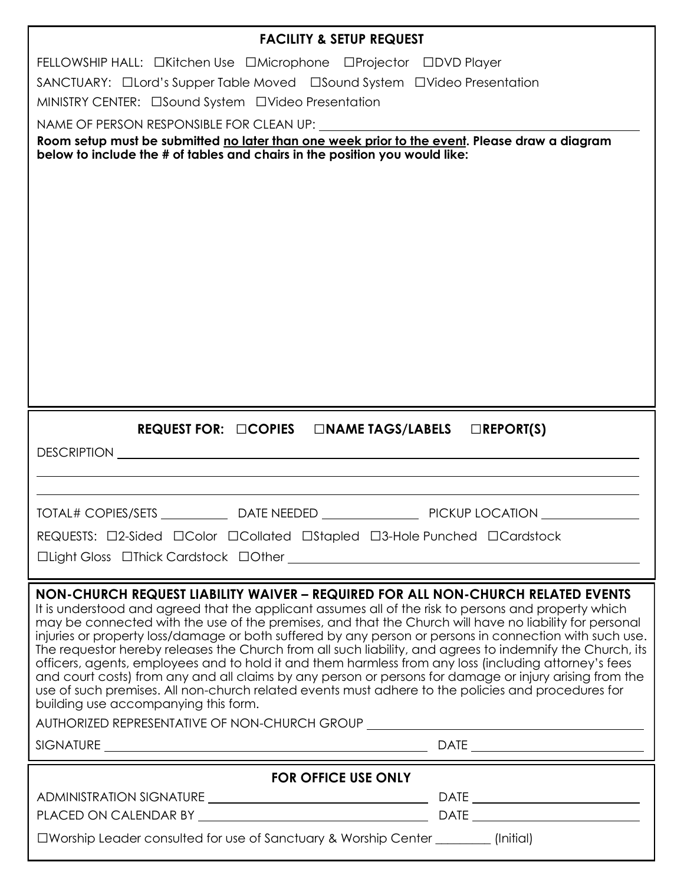## FACILITY & SETUP REQUEST

FELLOWSHIP HALL: ☐Kitchen Use ☐Microphone ☐Projector ☐DVD Player

SANCTUARY: ☐Lord's Supper Table Moved ☐Sound System ☐Video Presentation

MINISTRY CENTER: ☐Sound System ☐Video Presentation

NAME OF PERSON RESPONSIBLE FOR CLEAN UP: ______________________________

**Room setup must be submitted no later than one week prior to the event. Please draw a diagram below to include the # of tables and chairs in the position you would like:**

## REQUEST FOR: ☐COPIES ☐NAME TAGS/LABELS ☐REPORT(S)

DESCRIPTION ______________________________

______________________________

______________________________

TOTAL# COPIES/SETS __________ DATE NEEDED ______________ PICKUP LOCATION ______________

REQUESTS: ☐2-Sided ☐Color ☐Collated ☐Stapled ☐3-Hole Punched ☐Cardstock

☐Light Gloss ☐Thick Cardstock ☐Other ______________________________

## NON-CHURCH REQUEST LIABILITY WAIVER – REQUIRED FOR ALL NON-CHURCH RELATED EVENTS

It is understood and agreed that the applicant assumes all of the risk to persons and property which may be connected with the use of the premises, and that the Church will have no liability for personal injuries or property loss/damage or both suffered by any person or persons in connection with such use. The requestor hereby releases the Church from all such liability, and agrees to indemnify the Church, its officers, agents, employees and to hold it and them harmless from any loss (including attorney's fees and court costs) from any and all claims by any person or persons for damage or injury arising from the use of such premises. All non-church related events must adhere to the policies and procedures for building use accompanying this form.

AUTHORIZED REPRESENTATIVE OF NON-CHURCH GROUP ______________________________

SIGNATURE ______________________________ DATE ______________

## FOR OFFICE USE ONLY

ADMINISTRATION SIGNATURE ______________________________ DATE ______________

PLACED ON CALENDAR BY ______________________________ DATE ______________

☐Worship Leader consulted for use of Sanctuary & Worship Center ________ (Initial)